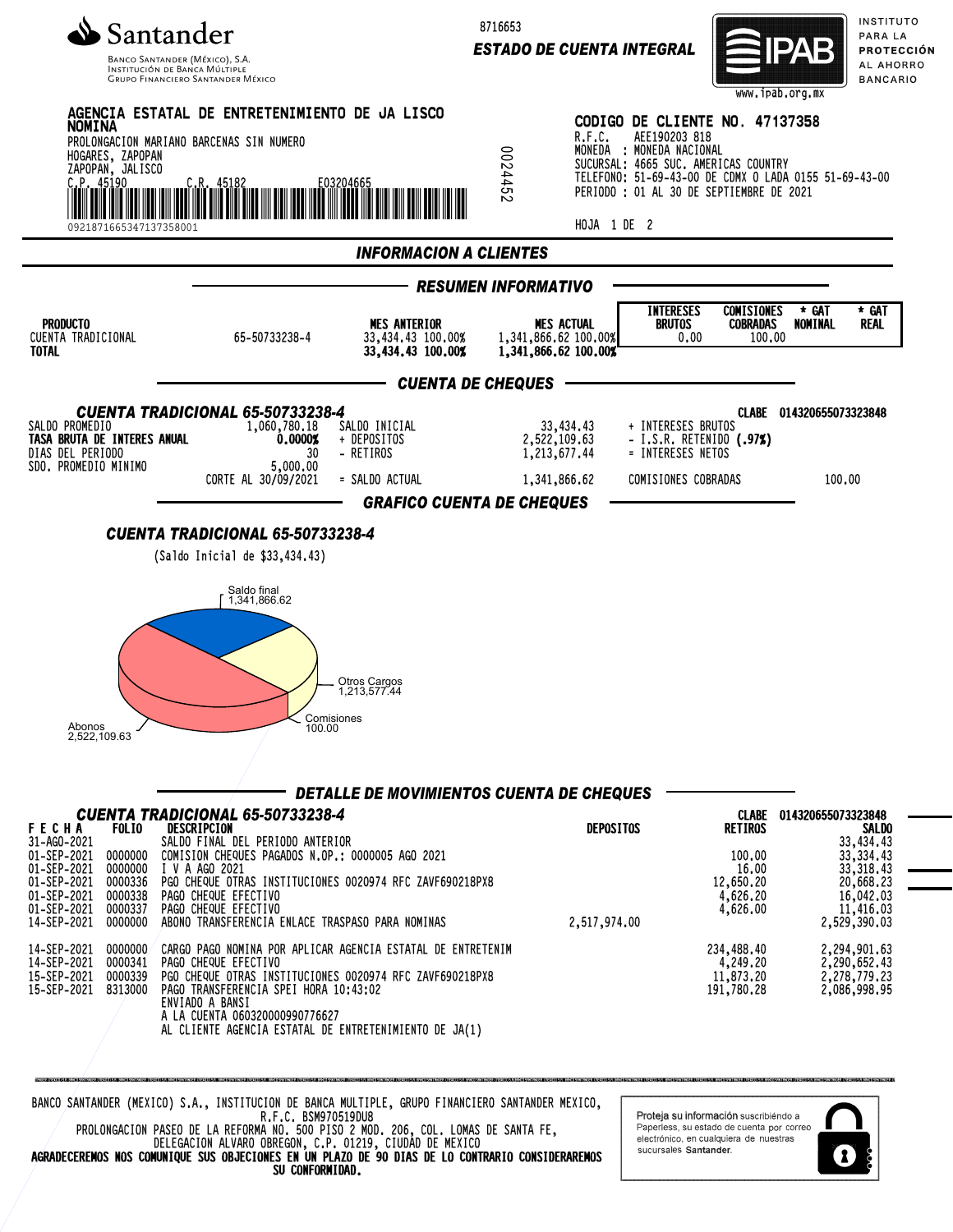**Santander**
Banco Santander (México), S.A.
Institución de Banca Múltiple
Grupo Financiero Santander México

8716653
**ESTADO DE CUENTA INTEGRAL**

IPAB — INSTITUTO PARA LA PROTECCIÓN AL AHORRO BANCARIO
www.ipab.org.mx

**AGENCIA ESTATAL DE ENTRETENIMIENTO DE JA LISCO NOMINA**
PROLONGACION MARIANO BARCENAS SIN NUMERO
HOGARES, ZAPOPAN
ZAPOPAN, JALISCO
C.P. 45190 C.R. 45182 E03204665
0921871665347137358001

0024452

**CODIGO DE CLIENTE NO. 47137358**
R.F.C. AEE190203 818
MONEDA : MONEDA NACIONAL
SUCURSAL: 4665 SUC. AMERICAS COUNTRY
TELEFONO: 51-69-43-00 DE CDMX O LADA 0155 51-69-43-00
PERIODO : 01 AL 30 DE SEPTIEMBRE DE 2021

HOJA 1 DE 2

## INFORMACION A CLIENTES

### RESUMEN INFORMATIVO

| PRODUCTO | | MES ANTERIOR | MES ACTUAL | INTERESES BRUTOS | COMISIONES COBRADAS | * GAT NOMINAL | * GAT REAL |
|---|---|---|---|---|---|---|---|
| CUENTA TRADICIONAL | 65-50733238-4 | 33,434.43 100.00% | 1,341,866.62 100.00% | 0.00 | 100.00 | | |
| **TOTAL** | | **33,434.43 100.00%** | **1,341,866.62 100.00%** | | | | |

### CUENTA DE CHEQUES

**CUENTA TRADICIONAL 65-50733238-4** — CLABE 014320655073323848

| | | | | | |
|---|---|---|---|---|---|
| SALDO PROMEDIO | 1,060,780.18 | SALDO INICIAL | 33,434.43 | + INTERESES BRUTOS | |
| **TASA BRUTA DE INTERES ANUAL** | **0.0000%** | + DEPOSITOS | 2,522,109.63 | - I.S.R. RETENIDO **(.97%)** | |
| DIAS DEL PERIODO | 30 | - RETIROS | 1,213,677.44 | = INTERESES NETOS | |
| SDO. PROMEDIO MINIMO | 5,000.00 | | | | |
| | CORTE AL 30/09/2021 | = SALDO ACTUAL | 1,341,866.62 | COMISIONES COBRADAS | 100.00 |

### GRAFICO CUENTA DE CHEQUES

**CUENTA TRADICIONAL 65-50733238-4**

(Saldo Inicial de $33,434.43)

Saldo final 1,341,866.62
Otros Cargos 1,213,577.44
Comisiones 100.00
Abonos 2,522,109.63

### DETALLE DE MOVIMIENTOS CUENTA DE CHEQUES

**CUENTA TRADICIONAL 65-50733238-4** — CLABE 014320655073323848

| FECHA | FOLIO | DESCRIPCION | DEPOSITOS | RETIROS | SALDO |
|---|---|---|---|---|---|
| 31-AGO-2021 | | SALDO FINAL DEL PERIODO ANTERIOR | | | 33,434.43 |
| 01-SEP-2021 | 0000000 | COMISION CHEQUES PAGADOS N.OP.: 0000005 AGO 2021 | | 100.00 | 33,334.43 |
| 01-SEP-2021 | 0000000 | I V A AGO 2021 | | 16.00 | 33,318.43 |
| 01-SEP-2021 | 0000336 | PGO CHEQUE OTRAS INSTITUCIONES 0020974 RFC ZAVF690218PX8 | | 12,650.20 | 20,668.23 |
| 01-SEP-2021 | 0000338 | PAGO CHEQUE EFECTIVO | | 4,626.20 | 16,042.03 |
| 01-SEP-2021 | 0000337 | PAGO CHEQUE EFECTIVO | | 4,626.00 | 11,416.03 |
| 14-SEP-2021 | 0000000 | ABONO TRANSFERENCIA ENLACE TRASPASO PARA NOMINAS | 2,517,974.00 | | 2,529,390.03 |
| 14-SEP-2021 | 0000000 | CARGO PAGO NOMINA POR APLICAR AGENCIA ESTATAL DE ENTRETENIM | | 234,488.40 | 2,294,901.63 |
| 14-SEP-2021 | 0000341 | PAGO CHEQUE EFECTIVO | | 4,249.20 | 2,290,652.43 |
| 15-SEP-2021 | 0000339 | PGO CHEQUE OTRAS INSTITUCIONES 0020974 RFC ZAVF690218PX8 | | 11,873.20 | 2,278,779.23 |
| 15-SEP-2021 | 8313000 | PAGO TRANSFERENCIA SPEI HORA 10:43:02 ENVIADO A BANSI A LA CUENTA 060320000990776627 AL CLIENTE AGENCIA ESTATAL DE ENTRETENIMIENTO DE JA(1) | | 191,780.28 | 2,086,998.95 |

BANCO SANTANDER (MEXICO) S.A., INSTITUCION DE BANCA MULTIPLE, GRUPO FINANCIERO SANTANDER MEXICO,
R.F.C. BSM970519DU8
PROLONGACION PASEO DE LA REFORMA NO. 500 PISO 2 MOD. 206, COL. LOMAS DE SANTA FE,
DELEGACION ALVARO OBREGON, C.P. 01219, CIUDAD DE MEXICO
**AGRADECEREMOS NOS COMUNIQUE SUS OBJECIONES EN UN PLAZO DE 90 DIAS DE LO CONTRARIO CONSIDERAREMOS SU CONFORMIDAD.**

Proteja su información suscribiéndo a Paperless, su estado de cuenta por correo electrónico, en cualquiera de nuestras sucursales **Santander**.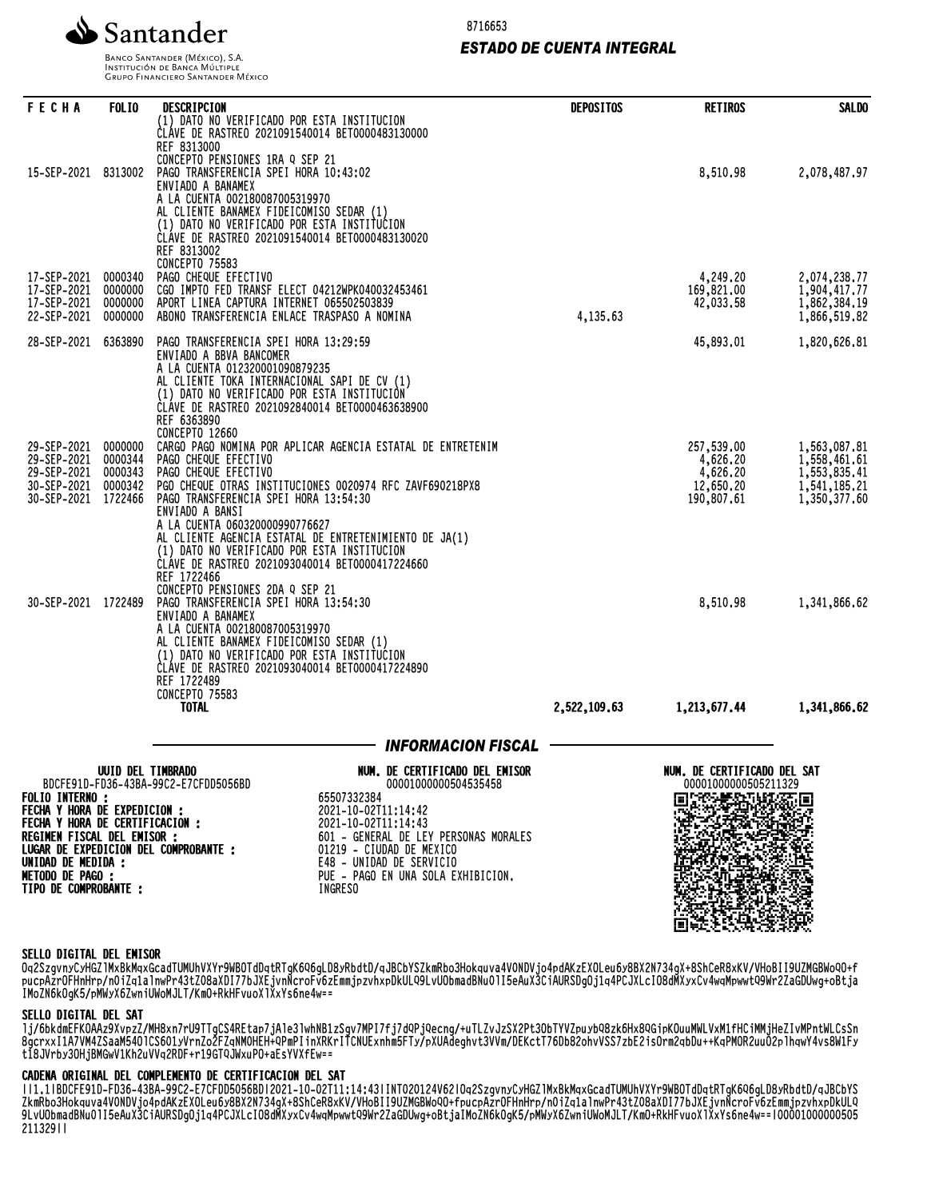Santander

Banco Santander (México), S.A.
Institución de Banca Múltiple
Grupo Financiero Santander México

8716653

## ESTADO DE CUENTA INTEGRAL

| FECHA | FOLIO | DESCRIPCION | DEPOSITOS | RETIROS | SALDO |
|---|---|---|---|---|---|
| | | (1) DATO NO VERIFICADO POR ESTA INSTITUCION<br>CLAVE DE RASTREO 2021091540014 BET0000483130000<br>REF 8313000<br>CONCEPTO PENSIONES 1RA Q SEP 21 | | | |
| 15-SEP-2021 | 8313002 | PAGO TRANSFERENCIA SPEI HORA 10:43:02<br>ENVIADO A BANAMEX<br>A LA CUENTA 002180087005319970<br>AL CLIENTE BANAMEX FIDEICOMISO SEDAR (1)<br>(1) DATO NO VERIFICADO POR ESTA INSTITUCION<br>CLAVE DE RASTREO 2021091540014 BET0000483130020<br>REF 8313002<br>CONCEPTO 75583 | | 8,510.98 | 2,078,487.97 |
| 17-SEP-2021 | 0000340 | PAGO CHEQUE EFECTIVO | | 4,249.20 | 2,074,238.77 |
| 17-SEP-2021 | 0000000 | CGO IMPTO FED TRANSF ELECT 04212WPK040032453461 | | 169,821.00 | 1,904,417.77 |
| 17-SEP-2021 | 0000000 | APORT LINEA CAPTURA INTERNET 065502503839 | | 42,033.58 | 1,862,384.19 |
| 22-SEP-2021 | 0000000 | ABONO TRANSFERENCIA ENLACE TRASPASO A NOMINA | 4,135.63 | | 1,866,519.82 |
| 28-SEP-2021 | 6363890 | PAGO TRANSFERENCIA SPEI HORA 13:29:59<br>ENVIADO A BBVA BANCOMER<br>A LA CUENTA 012320001090879235<br>AL CLIENTE TOKA INTERNACIONAL SAPI DE CV (1)<br>(1) DATO NO VERIFICADO POR ESTA INSTITUCION<br>CLAVE DE RASTREO 2021092840014 BET0000463638900<br>REF 6363890<br>CONCEPTO 12660 | | 45,893.01 | 1,820,626.81 |
| 29-SEP-2021 | 0000000 | CARGO PAGO NOMINA POR APLICAR AGENCIA ESTATAL DE ENTRETENIM | | 257,539.00 | 1,563,087.81 |
| 29-SEP-2021 | 0000344 | PAGO CHEQUE EFECTIVO | | 4,626.20 | 1,558,461.61 |
| 29-SEP-2021 | 0000343 | PAGO CHEQUE EFECTIVO | | 4,626.20 | 1,553,835.41 |
| 30-SEP-2021 | 0000342 | PGO CHEQUE OTRAS INSTITUCIONES 0020974 RFC ZAVF690218PX8 | | 12,650.20 | 1,541,185.21 |
| 30-SEP-2021 | 1722466 | PAGO TRANSFERENCIA SPEI HORA 13:54:30<br>ENVIADO A BANSI<br>A LA CUENTA 060320000990776627<br>AL CLIENTE AGENCIA ESTATAL DE ENTRETENIMIENTO DE JA(1)<br>(1) DATO NO VERIFICADO POR ESTA INSTITUCION<br>CLAVE DE RASTREO 2021093040014 BET0000417224660<br>REF 1722466<br>CONCEPTO PENSIONES 2DA Q SEP 21 | | 190,807.61 | 1,350,377.60 |
| 30-SEP-2021 | 1722489 | PAGO TRANSFERENCIA SPEI HORA 13:54:30<br>ENVIADO A BANAMEX<br>A LA CUENTA 002180087005319970<br>AL CLIENTE BANAMEX FIDEICOMISO SEDAR (1)<br>(1) DATO NO VERIFICADO POR ESTA INSTITUCION<br>CLAVE DE RASTREO 2021093040014 BET0000417224890<br>REF 1722489<br>CONCEPTO 75583 | | 8,510.98 | 1,341,866.62 |
| | | **TOTAL** | **2,522,109.63** | **1,213,677.44** | **1,341,866.62** |

## INFORMACION FISCAL

**UUID DEL TIMBRADO**
BDCFE91D-FD36-43BA-99C2-E7CFDD5056BD

**NUM. DE CERTIFICADO DEL EMISOR**
00001000000504535458

**NUM. DE CERTIFICADO DEL SAT**
00001000000505211329

**FOLIO INTERNO :** 65507332384
**FECHA Y HORA DE EXPEDICION :** 2021-10-02T11:14:42
**FECHA Y HORA DE CERTIFICACION :** 2021-10-02T11:14:43
**REGIMEN FISCAL DEL EMISOR :** 601 - GENERAL DE LEY PERSONAS MORALES
**LUGAR DE EXPEDICION DEL COMPROBANTE :** 01219 - CIUDAD DE MEXICO
**UNIDAD DE MEDIDA :** E48 - UNIDAD DE SERVICIO
**METODO DE PAGO :** PUE - PAGO EN UNA SOLA EXHIBICION.
**TIPO DE COMPROBANTE :** INGRESO

**SELLO DIGITAL DEL EMISOR**
Oq2SzgvnyCyHGZlMxBkMqxGcadTUMUhVXYr9WBOTdDqtRTgK6Q6gLD8yRbdtD/qJBCbYSZkmRbo3Hokquva4VONDVjo4pdAKzEXOLeu6y8BX2N734gX+8ShCeR8xKV/VHoBII9UZMGBWoQO+fpucpAzrOFHnHrp/nOiZq1a1nwPr43tZO8aXDI77bJXEjvnNcroFv6zEmmjpzvhxpDkULQ9LvUObmadBNu0lI5eAuX3CiAURSDgOj1q4PCJXLcIO8dMXyxCv4wqMpwwtQ9Wr2ZaGDUwg+oBtjaIMoZN6kOgK5/pMWyX6ZwniUWoMJLT/KmO+RkHFvuoX1XxYs6ne4w==

**SELLO DIGITAL DEL SAT**
lj/6bkdmEFKOAAz9XvpzZ/MH8xn7rU9TTgCS4REtap7jAle3lwhNB1zSgv7MPI7fj7dQPjQecng/+uTLZvJzSX2Pt3ObTYVZpuybQ8zk6Hx8QGipKOuuMWLVxM1fHCiMMjHeZIvMPntWLCsSn8gcrxxI1A7VM4ZSaaM540lCS601yVrnZo2FZqNMOHEH+QPmPIinXRKrITCNUExnhm5FTy/pXUAdeghvt3VVm/DEKctT76Db82ohvVSS7zbE2isOrm2qbDu++KqPMOR2uuO2p1hqwY4vs8W1Fyt18JVrby3OHjBMGwV1Kh2uVVq2RDF+r19GTQJWxuPO+aEsYVXfEw==

**CADENA ORIGINAL DEL COMPLEMENTO DE CERTIFICACION DEL SAT**
||1.1|BDCFE91D-FD36-43BA-99C2-E7CFDD5056BD|2021-10-02T11:14:43|INT020124V62|Oq2SzgvnyCyHGZlMxBkMqxGcadTUMUhVXYr9WBOTdDqtRTgK6Q6gLD8yRbdtD/qJBCbYSZkmRbo3Hokquva4VONDVjo4pdAKzEXOLeu6y8BX2N734gX+8ShCeR8xKV/VHoBII9UZMGBWoQO+fpucpAzrOFHnHrp/nOiZq1a1nwPr43tZO8aXDI77bJXEjvnNcroFv6zEmmjpzvhxpDkULQ9LvUObmadBNu0lI5eAuX3CiAURSDgOj1q4PCJXLcIO8dMXyxCv4wqMpwwtQ9Wr2ZaGDUwg+oBtjaIMoZN6kOgK5/pMWyX6ZwniUWoMJLT/KmO+RkHFvuoX1XxYs6ne4w==|00001000000505211329||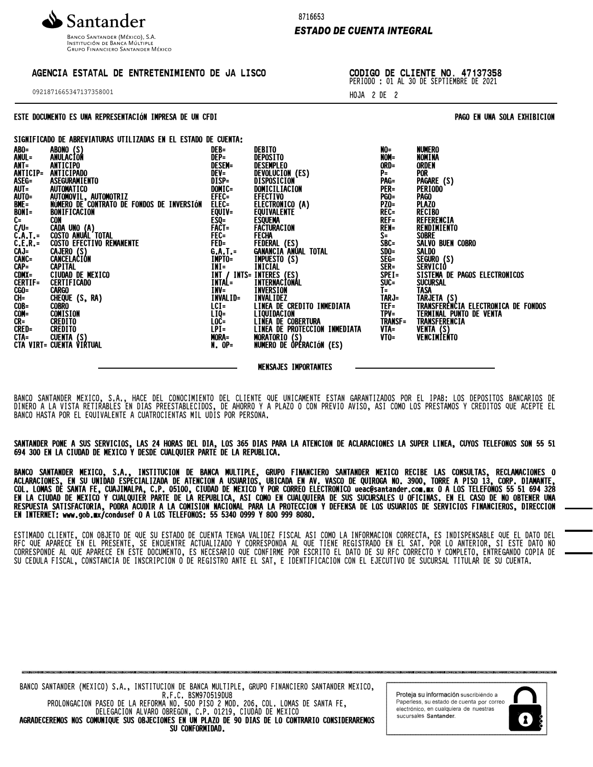Santander

Banco Santander (México), S.A.
Institución de Banca Múltiple
Grupo Financiero Santander México

8716653

*ESTADO DE CUENTA INTEGRAL*

AGENCIA ESTATAL DE ENTRETENIMIENTO DE JA LISCO

09218716653471373580001

CODIGO DE CLIENTE NO. 47137358
PERIODO : 01 AL 30 DE SEPTIEMBRE DE 2021

ESTE DOCUMENTO ES UNA REPRESENTACIÓN IMPRESA DE UN CFDI

PAGO EN UNA SOLA EXHIBICION

**SIGNIFICADO DE ABREVIATURAS UTILIZADAS EN EL ESTADO DE CUENTA:**

| | | | | | |
|---|---|---|---|---|---|
| ABO= | ABONO (S) | DEB= | DEBITO | NO= | NUMERO |
| ANUL= | ANULACIÓN | DEP= | DEPOSITO | NOM= | NOMINA |
| ANT= | ANTICIPO | DESEM= | DESEMPLEO | ORD= | ORDEN |
| ANTICIP= | ANTICIPADO | DEV= | DEVOLUCION (ES) | P= | POR |
| ASEG= | ASEGURAMIENTO | DISP= | DISPOSICION | PAG= | PAGARE (S) |
| AUT= | AUTOMATICO | DOMIC= | DOMICILIACION | PER= | PERIODO |
| AUTO= | AUTOMOVIL, AUTOMOTRIZ | EFEC= | EFECTIVO | PGO= | PAGO |
| BME= | NÚMERO DE CONTRATO DE FONDOS DE INVERSIÓN | ELEC= | ELECTRONICO (A) | PZO= | PLAZO |
| BONI= | BONIFICACION | EQUIV= | EQUIVALENTE | REC= | RECIBO |
| C= | CON | ESQ= | ESQUEMA | REF= | REFERENCIA |
| C/U= | CADA UNO (A) | FACT= | FACTURACION | REN= | RENDIMIENTO |
| C.A.T.= | COSTO ANUAL TOTAL | FEC= | FECHA | S= | SOBRE |
| C.E.R.= | COSTO EFECTIVO REMANENTE | FED= | FEDERAL (ES) | SBC= | SALVO BUEN COBRO |
| CAJ= | CAJERO (S) | G.A.T.= | GANANCIA ANUAL TOTAL | SDO= | SALDO |
| CANC= | CANCELACIÓN | IMPTO= | IMPUESTO (S) | SEG= | SEGURO (S) |
| CAP= | CAPITAL | INI= | INICIAL | SER= | SERVICIO |
| CDMX= | CIUDAD DE MEXICO | INT / INTS= | INTERES (ES) | SPEI= | SISTEMA DE PAGOS ELECTRONICOS |
| CERTIF= | CERTIFICADO | INTAL= | INTERNACIONAL | SUC= | SUCURSAL |
| CGO= | CARGO | INV= | INVERSION | T= | TASA |
| CH= | CHEQUE (S, RA) | INVALID= | INVALIDEZ | TARJ= | TARJETA (S) |
| COB= | COBRO | LCI= | LINEA DE CREDITO INMEDIATA | TEF= | TRANSFERENCIA ELECTRONICA DE FONDOS |
| COM= | COMISION | LIQ= | LIQUIDACION | TPV= | TERMINAL PUNTO DE VENTA |
| CR= | CREDITO | LOC= | LINEA DE COBERTURA | TRANSF= | TRANSFERENCIA |
| CRED= | CREDITO | LPI= | LINEA DE PROTECCION INMEDIATA | VTA= | VENTA (S) |
| CTA= | CUENTA (S) | MORA= | MORATORIO (S) | VTO= | VENCIMIENTO |
| CTA VIRT= | CUENTA VIRTUAL | N. OP= | NUMERO DE OPERACIÓN (ES) | | |

**MENSAJES IMPORTANTES**

BANCO SANTANDER MEXICO, S.A., HACE DEL CONOCIMIENTO DEL CLIENTE QUE UNICAMENTE ESTAN GARANTIZADOS POR EL IPAB: LOS DEPOSITOS BANCARIOS DE DINERO A LA VISTA RETIRABLES EN DIAS PREESTABLECIDOS, DE AHORRO Y A PLAZO O CON PREVIO AVISO, ASI COMO LOS PRESTAMOS Y CREDITOS QUE ACEPTE EL BANCO HASTA POR EL EQUIVALENTE A CUATROCIENTAS MIL UDIS POR PERSONA.

**SANTANDER PONE A SUS SERVICIOS, LAS 24 HORAS DEL DIA, LOS 365 DIAS PARA LA ATENCION DE ACLARACIONES LA SUPER LINEA, CUYOS TELEFONOS SON 55 51 694 300 EN LA CIUDAD DE MEXICO Y DESDE CUALQUIER PARTE DE LA REPUBLICA.**

**BANCO SANTANDER MEXICO, S.A., INSTITUCION DE BANCA MULTIPLE, GRUPO FINANCIERO SANTANDER MEXICO RECIBE LAS CONSULTAS, RECLAMACIONES O ACLARACIONES, EN SU UNIDAD ESPECIALIZADA DE ATENCION A USUARIOS, UBICADA EN AV. VASCO DE QUIROGA NO. 3900, TORRE A PISO 13, CORP. DIAMANTE, COL. LOMAS DE SANTA FE, CUAJIMALPA, C.P. 05100, CIUDAD DE MEXICO Y POR CORREO ELECTRONICO ueac@santander.com.mx O A LOS TELEFONOS 55 51 694 328 EN LA CIUDAD DE MEXICO Y CUALQUIER PARTE DE LA REPUBLICA, ASI COMO EN CUALQUIERA DE SUS SUCURSALES U OFICINAS. EN EL CASO DE NO OBTENER UNA RESPUESTA SATISFACTORIA, PODRA ACUDIR A LA COMISION NACIONAL PARA LA PROTECCION Y DEFENSA DE LOS USUARIOS DE SERVICIOS FINANCIEROS, DIRECCION EN INTERNET: www.gob.mx/condusef O A LOS TELEFONOS: 55 5340 0999 Y 800 999 8080.**

ESTIMADO CLIENTE, CON OBJETO DE QUE SU ESTADO DE CUENTA TENGA VALIDEZ FISCAL ASI COMO LA INFORMACION CORRECTA, ES INDISPENSABLE QUE EL DATO DEL RFC QUE APARECE EN EL PRESENTE, SE ENCUENTRE ACTUALIZADO Y CORRESPONDA AL QUE TIENE REGISTRADO EN EL SAT. POR LO ANTERIOR, SI ESTE DATO NO CORRESPONDE AL QUE APARECE EN ESTE DOCUMENTO, ES NECESARIO QUE CONFIRME POR ESCRITO EL DATO DE SU RFC CORRECTO Y COMPLETO, ENTREGANDO COPIA DE SU CEDULA FISCAL, CONSTANCIA DE INSCRIPCION O DE REGISTRO ANTE EL SAT, E IDENTIFICACION CON EL EJECUTIVO DE SUCURSAL TITULAR DE SU CUENTA.

BANCO SANTANDER (MEXICO) S.A., INSTITUCION DE BANCA MULTIPLE, GRUPO FINANCIERO SANTANDER MEXICO,
R.F.C. BSM970519DU8
PROLONGACION PASEO DE LA REFORMA NO. 500 PISO 2 MOD. 206, COL. LOMAS DE SANTA FE,
DELEGACION ALVARO OBREGON, C.P. 01219, CIUDAD DE MEXICO
**AGRADECEREMOS NOS COMUNIQUE SUS OBJECIONES EN UN PLAZO DE 90 DIAS DE LO CONTRARIO CONSIDERAREMOS SU CONFORMIDAD.**

Proteja su información suscribiéndo a Paperless, su estado de cuenta por correo electrónico, en cualquiera de nuestras sucursales **Santander**.